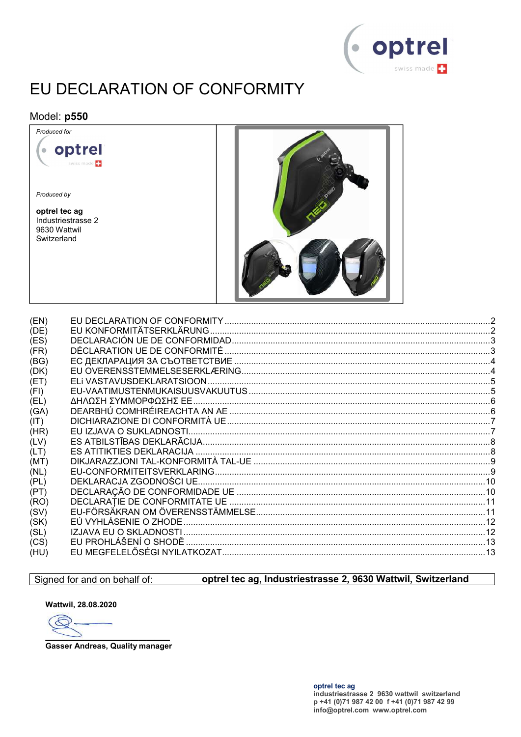# EU DECLARATION OF CONFORMITY

## Model: **p550**

*Produced for*

optrel swiss made

*Produced by*

**optrel tec ag**
Industriestrasse 2
9630 Wattwil
Switzerland

| | | |
|---|---|---|
| (EN) | EU DECLARATION OF CONFORMITY | 2 |
| (DE) | EU KONFORMITÄTSERKLÄRUNG | 2 |
| (ES) | DECLARACIÓN UE DE CONFORMIDAD | 3 |
| (FR) | DÉCLARATION UE DE CONFORMITÉ | 3 |
| (BG) | ЕС ДЕКЛАРАЦИЯ ЗА СЪОТВЕТСТВИЕ | 4 |
| (DK) | EU OVERENSSTEMMELSESERKLÆRING | 4 |
| (ET) | ELi VASTAVUSDEKLARATSIOON | 5 |
| (FI) | EU-VAATIMUSTENMUKAISUUSVAKUUTUS | 5 |
| (EL) | ΔΗΛΩΣΗ ΣΥΜΜΟΡΦΩΣΗΣ ΕΕ | 6 |
| (GA) | DEARBHÚ COMHRÉIREACHTA AN AE | 6 |
| (IT) | DICHIARAZIONE DI CONFORMITÀ UE | 7 |
| (HR) | EU IZJAVA O SUKLADNOSTI | 7 |
| (LV) | ES ATBILSTĪBAS DEKLARĀCIJA | 8 |
| (LT) | ES ATITIKTIES DEKLARACIJA | 8 |
| (MT) | DIKJARAZZJONI TAL-KONFORMITÀ TAL-UE | 9 |
| (NL) | EU-CONFORMITEITSVERKLARING | 9 |
| (PL) | DEKLARACJA ZGODNOŚCI UE | 10 |
| (PT) | DECLARAÇÃO DE CONFORMIDADE UE | 10 |
| (RO) | DECLARAȚIE DE CONFORMITATE UE | 11 |
| (SV) | EU-FÖRSÄKRAN OM ÖVERENSSTÄMMELSE | 11 |
| (SK) | EÚ VYHLÁSENIE O ZHODE | 12 |
| (SL) | IZJAVA EU O SKLADNOSTI | 12 |
| (CS) | EU PROHLÁŠENÍ O SHODĚ | 13 |
| (HU) | EU MEGFELELŐSÉGI NYILATKOZAT | 13 |

Signed for and on behalf of: **optrel tec ag, Industriestrasse 2, 9630 Wattwil, Switzerland**

**Wattwil, 28.08.2020**

**Gasser Andreas, Quality manager**

**optrel tec ag**
**industriestrasse 2 9630 wattwil switzerland**
**p +41 (0)71 987 42 00 f +41 (0)71 987 42 99**
**info@optrel.com www.optrel.com**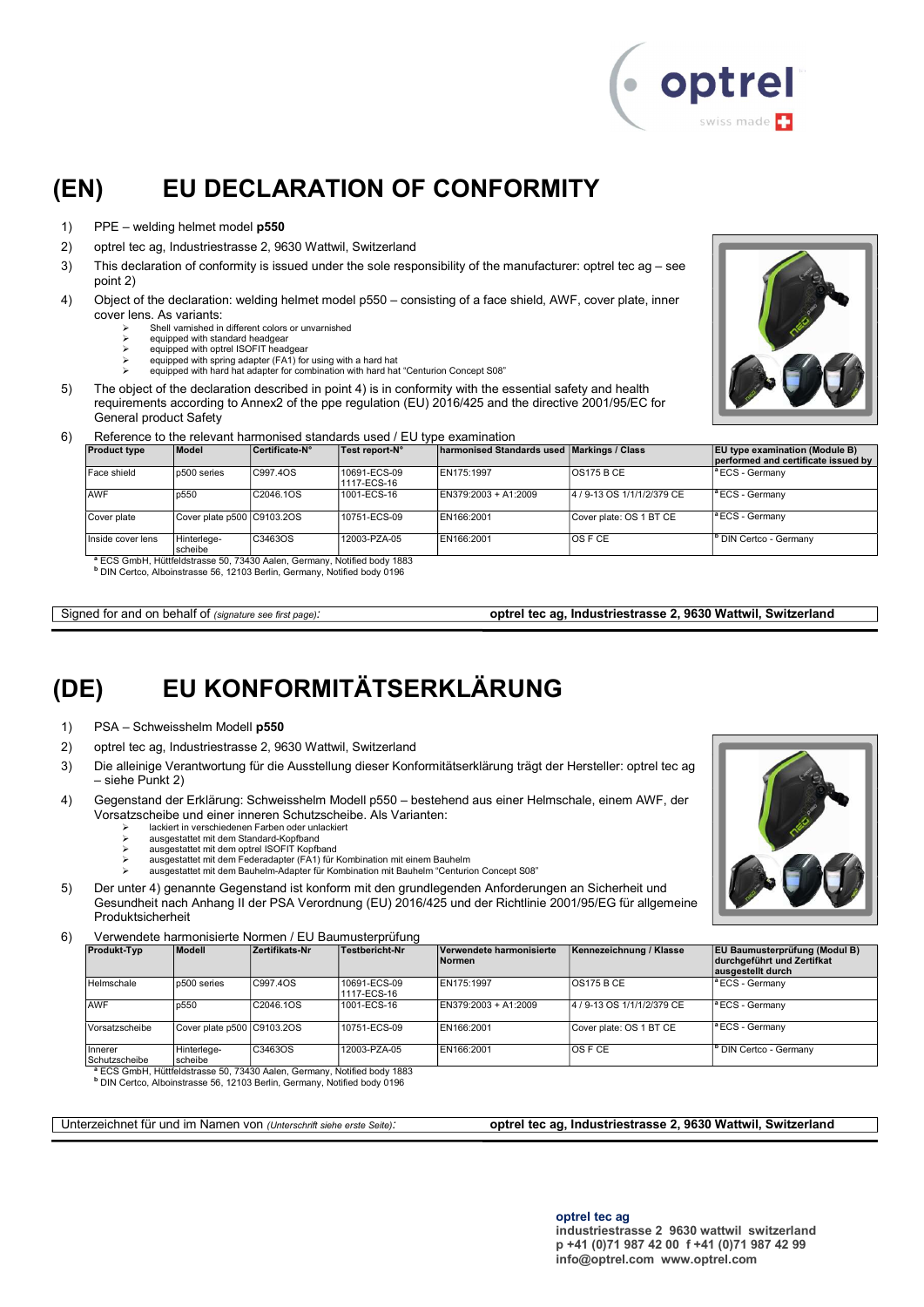# (EN) EU DECLARATION OF CONFORMITY

1) PPE – welding helmet model **p550**
2) optrel tec ag, Industriestrasse 2, 9630 Wattwil, Switzerland
3) This declaration of conformity is issued under the sole responsibility of the manufacturer: optrel tec ag – see point 2)
4) Object of the declaration: welding helmet model p550 – consisting of a face shield, AWF, cover plate, inner cover lens. As variants:
   - Shell varnished in different colors or unvarnished
   - equipped with standard headgear
   - equipped with optrel ISOFIT headgear
   - equipped with spring adapter (FA1) for using with a hard hat
   - equipped with hard hat adapter for combination with hard hat "Centurion Concept S08"
5) The object of the declaration described in point 4) is in conformity with the essential safety and health requirements according to Annex2 of the ppe regulation (EU) 2016/425 and the directive 2001/95/EC for General product Safety
6) Reference to the relevant harmonised standards used / EU type examination

| Product type | Model | Certificate-N° | Test report-N° | harmonised Standards used | Markings / Class | EU type examination (Module B) performed and certificate issued by |
|---|---|---|---|---|---|---|
| Face shield | p500 series | C997.4OS | 10691-ECS-09 1117-ECS-16 | EN175:1997 | OS175 B CE | [a] ECS - Germany |
| AWF | p550 | C2046.1OS | 1001-ECS-16 | EN379:2003 + A1:2009 | 4 / 9-13 OS 1/1/1/2/379 CE | [a] ECS - Germany |
| Cover plate | Cover plate p500 | C9103.2OS | 10751-ECS-09 | EN166:2001 | Cover plate: OS 1 BT CE | [a] ECS - Germany |
| Inside cover lens | Hinterlege-scheibe | C3463OS | 12003-PZA-05 | EN166:2001 | OS F CE | [b] DIN Certco - Germany |

[a] ECS GmbH, Hüttfeldstrasse 50, 73430 Aalen, Germany, Notified body 1883
[b] DIN Certco, Alboinstrasse 56, 12103 Berlin, Germany, Notified body 0196

Signed for and on behalf of *(signature see first page)*: **optrel tec ag, Industriestrasse 2, 9630 Wattwil, Switzerland**

# (DE) EU KONFORMITÄTSERKLÄRUNG

1) PSA – Schweisshelm Modell **p550**
2) optrel tec ag, Industriestrasse 2, 9630 Wattwil, Switzerland
3) Die alleinige Verantwortung für die Ausstellung dieser Konformitätserklärung trägt der Hersteller: optrel tec ag – siehe Punkt 2)
4) Gegenstand der Erklärung: Schweisshelm Modell p550 – bestehend aus einer Helmschale, einem AWF, der Vorsatzscheibe und einer inneren Schutzscheibe. Als Varianten:
   - lackiert in verschiedenen Farben oder unlackiert
   - ausgestattet mit dem Standard-Kopfband
   - ausgestattet mit dem optrel ISOFIT Kopfband
   - ausgestattet mit dem Federadapter (FA1) für Kombination mit einem Bauhelm
   - ausgestattet mit dem Bauhelm-Adapter für Kombination mit Bauhelm "Centurion Concept S08"
5) Der unter 4) genannte Gegenstand ist konform mit den grundlegenden Anforderungen an Sicherheit und Gesundheit nach Anhang II der PSA Verordnung (EU) 2016/425 und der Richtlinie 2001/95/EG für allgemeine Produktsicherheit
6) Verwendete harmonisierte Normen / EU Baumusterprüfung

| Produkt-Typ | Modell | Zertifikats-Nr | Testbericht-Nr | Verwendete harmonisierte Normen | Kennezeichnung / Klasse | EU Baumusterprüfung (Modul B) durchgeführt und Zertifkat ausgestellt durch |
|---|---|---|---|---|---|---|
| Helmschale | p500 series | C997.4OS | 10691-ECS-09 1117-ECS-16 | EN175:1997 | OS175 B CE | [a] ECS - Germany |
| AWF | p550 | C2046.1OS | 1001-ECS-16 | EN379:2003 + A1:2009 | 4 / 9-13 OS 1/1/1/2/379 CE | [a] ECS - Germany |
| Vorsatzscheibe | Cover plate p500 | C9103.2OS | 10751-ECS-09 | EN166:2001 | Cover plate: OS 1 BT CE | [a] ECS - Germany |
| Innerer Schutzscheibe | Hinterlege-scheibe | C3463OS | 12003-PZA-05 | EN166:2001 | OS F CE | [b] DIN Certco - Germany |

[a] ECS GmbH, Hüttfeldstrasse 50, 73430 Aalen, Germany, Notified body 1883
[b] DIN Certco, Alboinstrasse 56, 12103 Berlin, Germany, Notified body 0196

Unterzeichnet für und im Namen von *(Unterschrift siehe erste Seite)*: **optrel tec ag, Industriestrasse 2, 9630 Wattwil, Switzerland**

**optrel tec ag**
**industriestrasse 2 9630 wattwil switzerland**
**p +41 (0)71 987 42 00 f +41 (0)71 987 42 99**
**info@optrel.com www.optrel.com**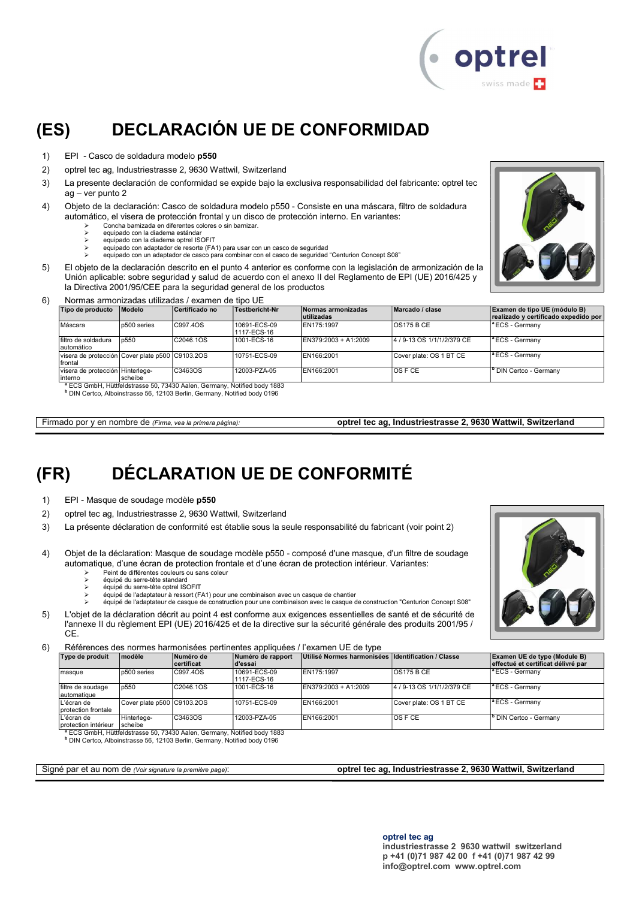# (ES) DECLARACIÓN UE DE CONFORMIDAD

1) EPI - Casco de soldadura modelo **p550**
2) optrel tec ag, Industriestrasse 2, 9630 Wattwil, Switzerland
3) La presente declaración de conformidad se expide bajo la exclusiva responsabilidad del fabricante: optrel tec ag – ver punto 2
4) Objeto de la declaración: Casco de soldadura modelo p550 - Consiste en una máscara, filtro de soldadura automático, el visera de protección frontal y un disco de protección interno. En variantes:
   - Concha barnizada en diferentes colores o sin barnizar.
   - equipado con la diadema estándar
   - equipado con la diadema optrel ISOFIT
   - equipado con adaptador de resorte (FA1) para usar con un casco de seguridad
   - equipado con un adaptador de casco para combinar con el casco de seguridad "Centurion Concept S08"
5) El objeto de la declaración descrito en el punto 4 anterior es conforme con la legislación de armonización de la Unión aplicable: sobre seguridad y salud de acuerdo con el anexo II del Reglamento de EPI (UE) 2016/425 y la Directiva 2001/95/CEE para la seguridad general de los productos
6) Normas armonizadas utilizadas / examen de tipo UE

| Tipo de producto | Modelo | Certificado no | Testbericht-Nr | Normas armonizadas utilizadas | Marcado / clase | Examen de tipo UE (módulo B) realizado y certificado expedido por |
|---|---|---|---|---|---|---|
| Máscara | p500 series | C997.4OS | 10691-ECS-09 1117-ECS-16 | EN175:1997 | OS175 B CE | [a] ECS - Germany |
| filtro de soldadura automático | p550 | C2046.1OS | 1001-ECS-16 | EN379:2003 + A1:2009 | 4 / 9-13 OS 1/1/1/2/379 CE | [a] ECS - Germany |
| visera de protección frontal | Cover plate p500 | C9103.2OS | 10751-ECS-09 | EN166:2001 | Cover plate: OS 1 BT CE | [a] ECS - Germany |
| visera de protección interno | Hinterlege-scheibe | C3463OS | 12003-PZA-05 | EN166:2001 | OS F CE | [b] DIN Certco - Germany |

[a] ECS GmbH, Hüttfeldstrasse 50, 73430 Aalen, Germany, Notified body 1883
[b] DIN Certco, Alboinstrasse 56, 12103 Berlin, Germany, Notified body 0196

Firmado por y en nombre de *(Firma, vea la primera página)*: **optrel tec ag, Industriestrasse 2, 9630 Wattwil, Switzerland**

# (FR) DÉCLARATION UE DE CONFORMITÉ

1) EPI - Masque de soudage modèle **p550**
2) optrel tec ag, Industriestrasse 2, 9630 Wattwil, Switzerland
3) La présente déclaration de conformité est établie sous la seule responsabilité du fabricant (voir point 2)
4) Objet de la déclaration: Masque de soudage modèle p550 - composé d'une masque, d'un filtre de soudage automatique, d'une écran de protection frontale et d'une écran de protection intérieur. Variantes:
   - Peint de différentes couleurs ou sans couleur
   - équipé du serre-tête standard
   - équipé du serre-tête optrel ISOFIT
   - équipé de l'adaptateur à ressort (FA1) pour une combinaison avec un casque de chantier
   - équipé de l'adaptateur de casque de construction pour une combinaison avec le casque de construction "Centurion Concept S08"
5) L'objet de la déclaration décrit au point 4 est conforme aux exigences essentielles de santé et de sécurité de l'annexe II du règlement EPI (UE) 2016/425 et de la directive sur la sécurité générale des produits 2001/95 / CE.
6) Références des normes harmonisées pertinentes appliquées / l'examen UE de type

| Type de produit | modèle | Numéro de certificat | Numéro de rapport d'essai | Utilisé Normes harmonisées | Identification / Classe | Examen UE de type (Module B) effectué et certificat délivré par |
|---|---|---|---|---|---|---|
| masque | p500 series | C997.4OS | 10691-ECS-09 1117-ECS-16 | EN175:1997 | OS175 B CE | [a] ECS - Germany |
| filtre de soudage automatique | p550 | C2046.1OS | 1001-ECS-16 | EN379:2003 + A1:2009 | 4 / 9-13 OS 1/1/1/2/379 CE | [a] ECS - Germany |
| L'écran de protection frontale | Cover plate p500 | C9103.2OS | 10751-ECS-09 | EN166:2001 | Cover plate: OS 1 BT CE | [a] ECS - Germany |
| L'écran de protection intérieur | Hinterlege-scheibe | C3463OS | 12003-PZA-05 | EN166:2001 | OS F CE | [b] DIN Certco - Germany |

[a] ECS GmbH, Hüttfeldstrasse 50, 73430 Aalen, Germany, Notified body 1883
[b] DIN Certco, Alboinstrasse 56, 12103 Berlin, Germany, Notified body 0196

Signé par et au nom de *(Voir signature la première page)*: **optrel tec ag, Industriestrasse 2, 9630 Wattwil, Switzerland**

**optrel tec ag**
**industriestrasse 2 9630 wattwil switzerland**
**p +41 (0)71 987 42 00 f +41 (0)71 987 42 99**
**info@optrel.com www.optrel.com**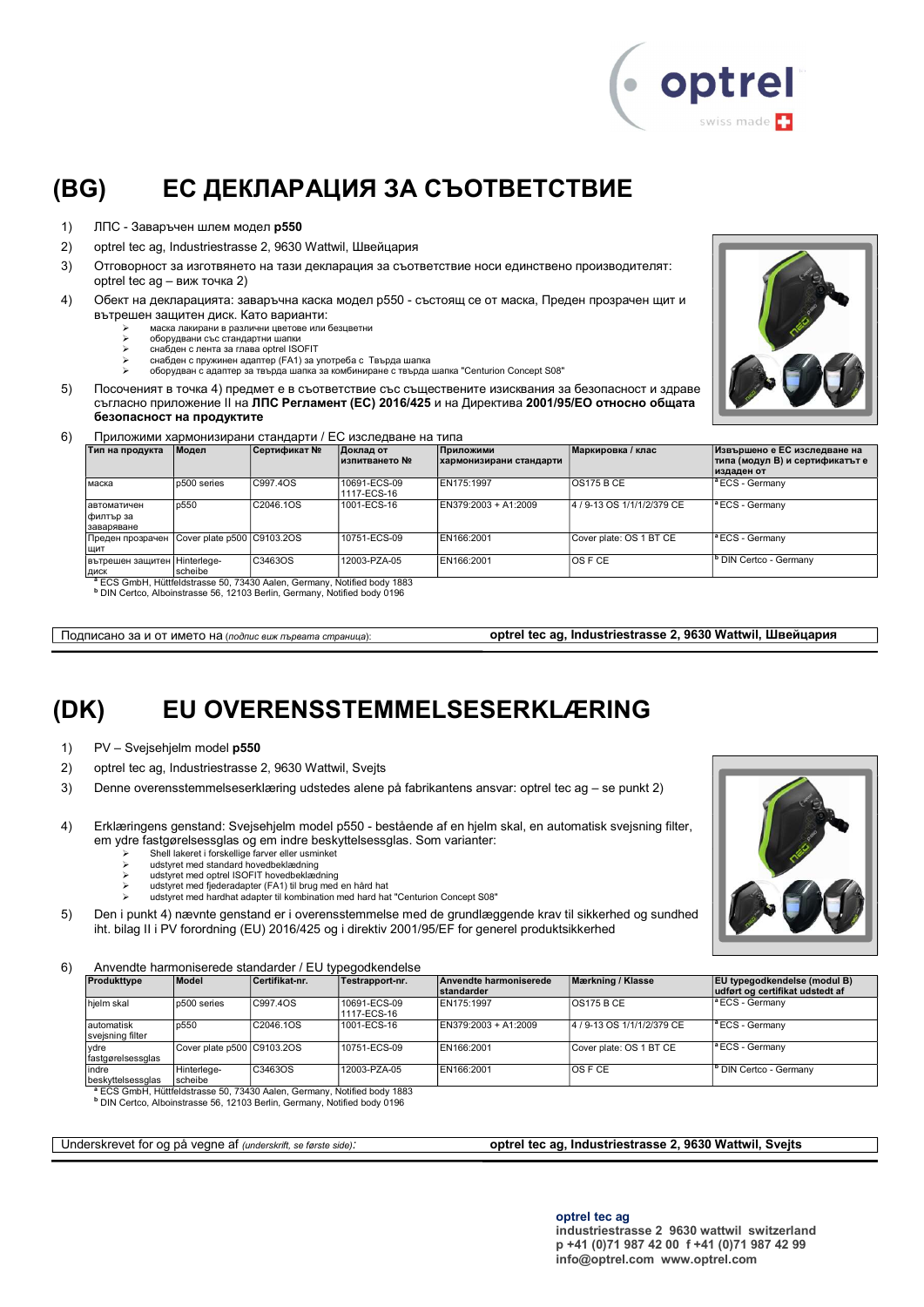# (BG) ЕС ДЕКЛАРАЦИЯ ЗА СЪОТВЕТСТВИЕ

1) ЛПС - Заваръчен шлем модел **p550**
2) optrel tec ag, Industriestrasse 2, 9630 Wattwil, Швейцария
3) Отговорност за изготвянето на тази декларация за съответствие носи единствено производителят: optrel tec ag – виж точка 2)
4) Обект на декларацията: заваръчна каска модел p550 - състоящ се от маска, Преден прозрачен щит и вътрешен защитен диск. Като варианти:
   - маска лакирани в различни цветове или безцветни
   - оборудвани със стандартни шапки
   - снабден с лента за глава optrel ISOFIT
   - снабден с пружинен адаптер (FA1) за употреба с Твърда шапка
   - оборудван с адаптер за твърда шапка за комбиниране с твърда шапка "Centurion Concept S08"
5) Посоченият в точка 4) предмет е в съответствие със съществените изисквания за безопасност и здраве съгласно приложение II на **ЛПС Регламент (ЕС) 2016/425** и на Директива **2001/95/ЕО относно общата безопасност на продуктите**
6) Приложими хармонизирани стандарти / ЕС изследване на типа

| Тип на продукта | Модел | Сертификат № | Доклад от изпитването № | Приложими хармонизирани стандарти | Маркировка / клас | Извършено е ЕС изследване на типа (модул B) и сертификатът е издаден от |
|---|---|---|---|---|---|---|
| маска | p500 series | C997.4OS | 10691-ECS-09 1117-ECS-16 | EN175:1997 | OS175 B CE | [a] ECS - Germany |
| автоматичен филтър за заваряване | p550 | C2046.1OS | 1001-ECS-16 | EN379:2003 + A1:2009 | 4 / 9-13 OS 1/1/1/2/379 CE | [a] ECS - Germany |
| Преден прозрачен щит | Cover plate p500 | C9103.2OS | 10751-ECS-09 | EN166:2001 | Cover plate: OS 1 BT CE | [a] ECS - Germany |
| вътрешен защитен диск | Hinterlege-scheibe | C3463OS | 12003-PZA-05 | EN166:2001 | OS F CE | [b] DIN Certco - Germany |

[a] ECS GmbH, Hüttfeldstrasse 50, 73430 Aalen, Germany, Notified body 1883
[b] DIN Certco, Alboinstrasse 56, 12103 Berlin, Germany, Notified body 0196

Подписано за и от името на (*подпис виж първата страница*): **optrel tec ag, Industriestrasse 2, 9630 Wattwil, Швейцария**

# (DK) EU OVERENSSTEMMELSESERKLÆRING

1) PV – Svejsehjelm model **p550**
2) optrel tec ag, Industriestrasse 2, 9630 Wattwil, Svejts
3) Denne overensstemmelseserklæring udstedes alene på fabrikantens ansvar: optrel tec ag – se punkt 2)
4) Erklæringens genstand: Svejsehjelm model p550 - bestående af en hjelm skal, en automatisk svejsning filter, em ydre fastgørelsessglas og em indre beskyttelsessglas. Som varianter:
   - Shell lakeret i forskellige farver eller usminket
   - udstyret med standard hovedbeklædning
   - udstyret med optrel ISOFIT hovedbeklædning
   - udstyret med fjederadapter (FA1) til brug med en hård hat
   - udstyret med hardhat adapter til kombination med hard hat "Centurion Concept S08"
5) Den i punkt 4) nævnte genstand er i overensstemmelse med de grundlæggende krav til sikkerhed og sundhed iht. bilag II i PV forordning (EU) 2016/425 og i direktiv 2001/95/EF for generel produktsikkerhed
6) Anvendte harmoniserede standarder / EU typegodkendelse

| Produkttype | Model | Certifikat-nr. | Testrapport-nr. | Anvendte harmoniserede standarder | Mærkning / Klasse | EU typegodkendelse (modul B) udført og certifikat udstedt af |
|---|---|---|---|---|---|---|
| hjelm skal | p500 series | C997.4OS | 10691-ECS-09 1117-ECS-16 | EN175:1997 | OS175 B CE | [a] ECS - Germany |
| automatisk svejsning filter | p550 | C2046.1OS | 1001-ECS-16 | EN379:2003 + A1:2009 | 4 / 9-13 OS 1/1/1/2/379 CE | [a] ECS - Germany |
| ydre fastgørelsessglas | Cover plate p500 | C9103.2OS | 10751-ECS-09 | EN166:2001 | Cover plate: OS 1 BT CE | [a] ECS - Germany |
| indre beskyttelsessglas | Hinterlege-scheibe | C3463OS | 12003-PZA-05 | EN166:2001 | OS F CE | [b] DIN Certco - Germany |

[a] ECS GmbH, Hüttfeldstrasse 50, 73430 Aalen, Germany, Notified body 1883
[b] DIN Certco, Alboinstrasse 56, 12103 Berlin, Germany, Notified body 0196

Underskrevet for og på vegne af (*underskrift, se første side*): **optrel tec ag, Industriestrasse 2, 9630 Wattwil, Svejts**

**optrel tec ag**
**industriestrasse 2 9630 wattwil switzerland**
**p +41 (0)71 987 42 00 f +41 (0)71 987 42 99**
**info@optrel.com www.optrel.com**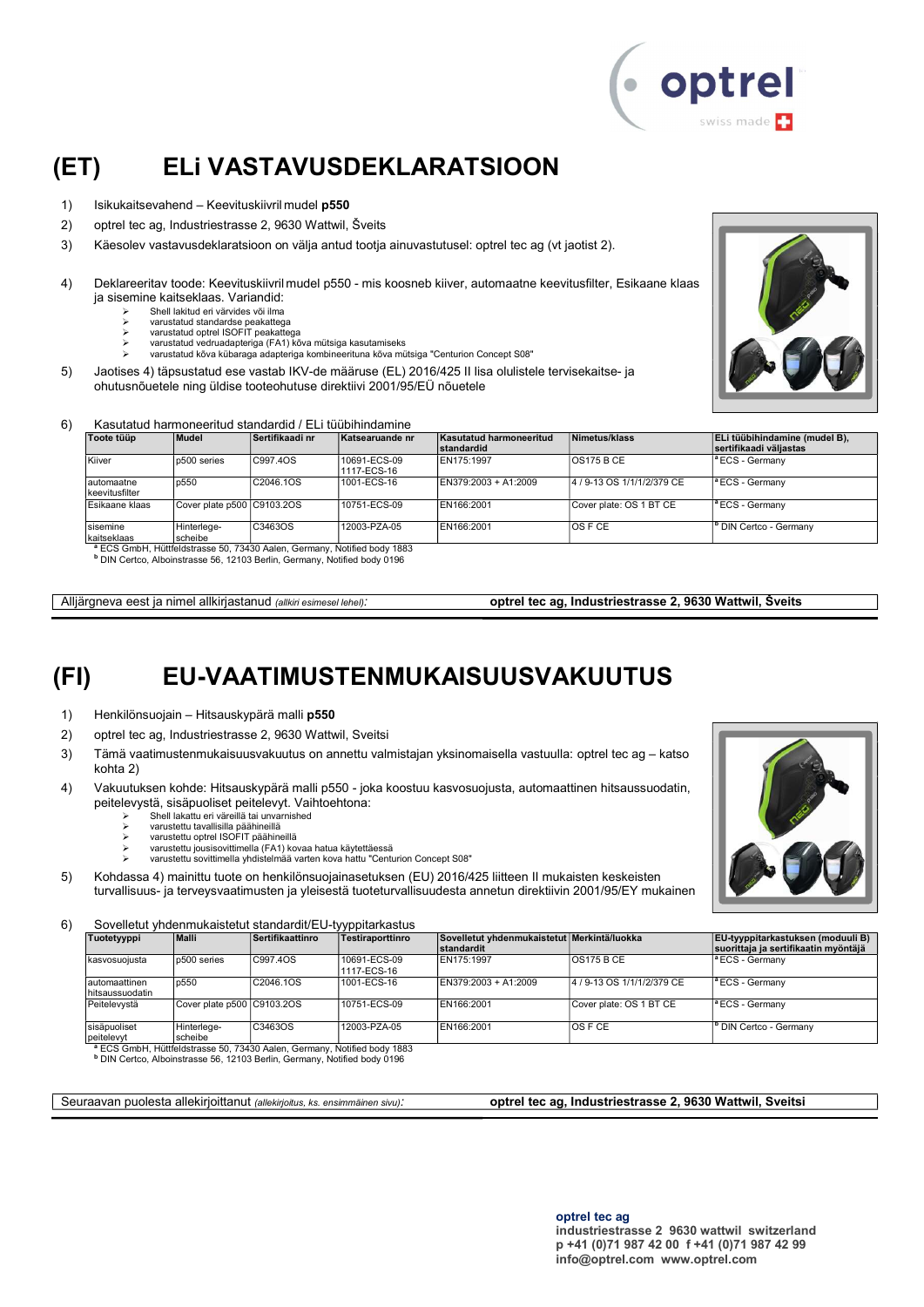# (ET) ELi VASTAVUSDEKLARATSIOON

1) Isikukaitsevahend – Keevituskiivril mudel **p550**
2) optrel tec ag, Industriestrasse 2, 9630 Wattwil, Šveits
3) Käesolev vastavusdeklaratsioon on välja antud tootja ainuvastutusel: optrel tec ag (vt jaotist 2).
4) Deklareeritav toode: Keevituskiivril mudel p550 - mis koosneb kiiver, automaatne keevitusfilter, Esikaane klaas ja sisemine kaitseklaas. Variandid:
   - Shell lakitud eri värvides või ilma
   - varustatud standardse peakattega
   - varustatud optrel ISOFIT peakattega
   - varustatud vedruadapteriga (FA1) kõva mütsiga kasutamiseks
   - varustatud kõva kübaraga adapteriga kombineeritud kõva mütsiga "Centurion Concept S08"
5) Jaotises 4) täpsustatud ese vastab IKV-de määruse (EL) 2016/425 II lisa olulistele tervisekaitse- ja ohutusnõuetele ning üldise tooteohutuse direktiivi 2001/95/EÜ nõuetele
6) Kasutatud harmoneeritud standardid / ELi tüübihindamine

| Toote tüüp | Mudel | Sertifikaadi nr | Katsearuande nr | Kasutatud harmoneeritud standardid | Nimetus/klass | ELi tüübihindamine (mudel B), sertifikaadi väljastas |
|---|---|---|---|---|---|---|
| Kiiver | p500 series | C997.4OS | 10691-ECS-09 1117-ECS-16 | EN175:1997 | OS175 B CE | [a] ECS - Germany |
| automaatne keevitusfilter | p550 | C2046.1OS | 1001-ECS-16 | EN379:2003 + A1:2009 | 4 / 9-13 OS 1/1/1/2/379 CE | [a] ECS - Germany |
| Esikaane klaas | Cover plate p500 | C9103.2OS | 10751-ECS-09 | EN166:2001 | Cover plate: OS 1 BT CE | [a] ECS - Germany |
| sisemine kaitseklaas | Hinterlege-scheibe | C3463OS | 12003-PZA-05 | EN166:2001 | OS F CE | [b] DIN Certco - Germany |

[a] ECS GmbH, Hüttfeldstrasse 50, 73430 Aalen, Germany, Notified body 1883
[b] DIN Certco, Alboinstrasse 56, 12103 Berlin, Germany, Notified body 0196

Alljärgneva eest ja nimel allkirjastanud *(allkiri esimesel lehel)*: **optrel tec ag, Industriestrasse 2, 9630 Wattwil, Šveits**

# (FI) EU-VAATIMUSTENMUKAISUUSVAKUUTUS

1) Henkilönsuojain – Hitsauskypärä malli **p550**
2) optrel tec ag, Industriestrasse 2, 9630 Wattwil, Sveitsi
3) Tämä vaatimustenmukaisuusvakuutus on annettu valmistajan yksinomaisella vastuulla: optrel tec ag – katso kohta 2)
4) Vakuutuksen kohde: Hitsauskypärä malli p550 - joka koostuu kasvosuojusta, automaattinen hitsaussuodatin, peitelevystä, sisäpuoliset peitelevyt. Vaihtoehtona:
   - Shell lakattu eri väreillä tai unvarnished
   - varustettu tavallisilla päähineillä
   - varustettu optrel ISOFIT päähineillä
   - varustettu jousisovittimella (FA1) kovaa hatua käytettäessä
   - varustettu sovittimella yhdistelmää varten kova hattu "Centurion Concept S08"
5) Kohdassa 4) mainittu tuote on henkilönsuojainasetuksen (EU) 2016/425 liitteen II mukaisten keskeisten turvallisuus- ja terveysvaatimusten ja yleisestä tuoteturvallisuudesta annetun direktiivin 2001/95/EY mukainen
6) Sovelletut yhdenmukaistetut standardit/EU-tyyppitarkastus

| Tuotetyyppi | Malli | Sertifikaattinro | Testiraporttinro | Sovelletut yhdenmukaistetut standardit | Merkintä/luokka | EU-tyyppitarkastuksen (moduuli B) suorittaja ja sertifikaatin myöntäjä |
|---|---|---|---|---|---|---|
| kasvosuojusta | p500 series | C997.4OS | 10691-ECS-09 1117-ECS-16 | EN175:1997 | OS175 B CE | [a] ECS - Germany |
| automaattinen hitsaussuodatin | p550 | C2046.1OS | 1001-ECS-16 | EN379:2003 + A1:2009 | 4 / 9-13 OS 1/1/1/2/379 CE | [a] ECS - Germany |
| Peitelevystä | Cover plate p500 | C9103.2OS | 10751-ECS-09 | EN166:2001 | Cover plate: OS 1 BT CE | [a] ECS - Germany |
| sisäpuoliset peitelevyt | Hinterlege-scheibe | C3463OS | 12003-PZA-05 | EN166:2001 | OS F CE | [b] DIN Certco - Germany |

[a] ECS GmbH, Hüttfeldstrasse 50, 73430 Aalen, Germany, Notified body 1883
[b] DIN Certco, Alboinstrasse 56, 12103 Berlin, Germany, Notified body 0196

Seuraavan puolesta allekirjoittanut *(allekirjoitus, ks. ensimmäinen sivu)*: **optrel tec ag, Industriestrasse 2, 9630 Wattwil, Sveitsi**

**optrel tec ag**
**industriestrasse 2 9630 wattwil switzerland**
**p +41 (0)71 987 42 00 f +41 (0)71 987 42 99**
**info@optrel.com www.optrel.com**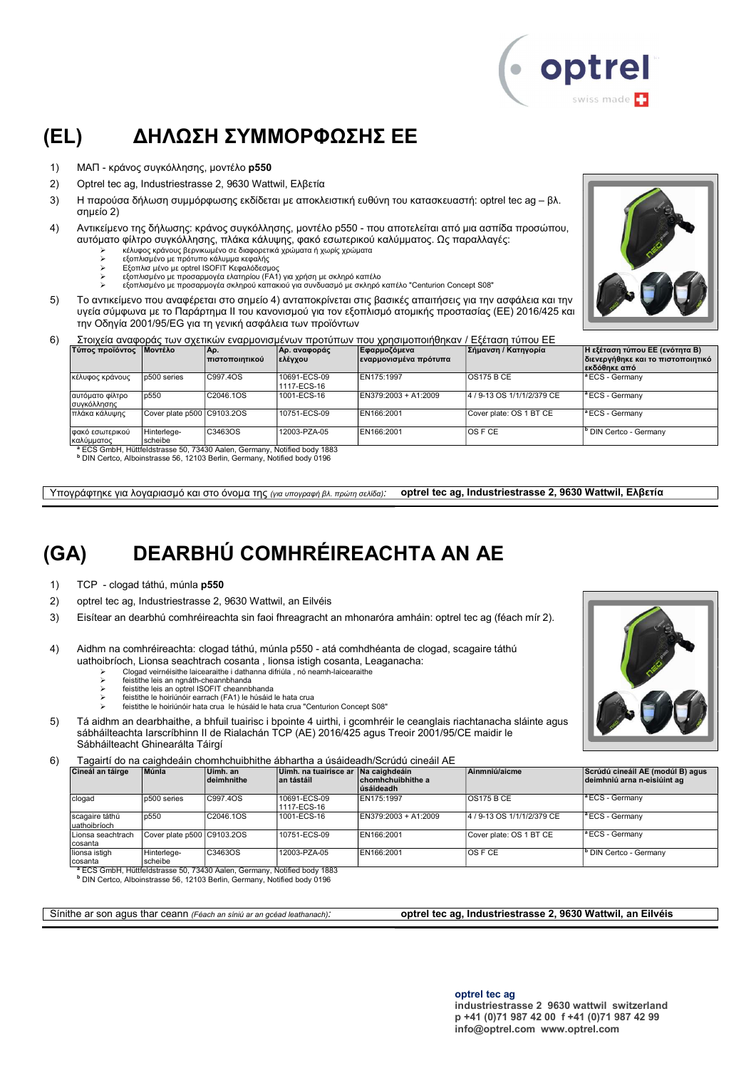# (EL) ΔΗΛΩΣΗ ΣΥΜΜΟΡΦΩΣΗΣ ΕΕ

1) ΜΑΠ - κράνος συγκόλλησης, μοντέλο **p550**
2) Optrel tec ag, Industriestrasse 2, 9630 Wattwil, Ελβετία
3) Η παρούσα δήλωση συμμόρφωσης εκδίδεται με αποκλειστική ευθύνη του κατασκευαστή: optrel tec ag – βλ. σημείο 2)
4) Αντικείμενο της δήλωσης: κράνος συγκόλλησης, μοντέλο p550 - που αποτελείται από μια ασπίδα προσώπου, αυτόματο φίλτρο συγκόλλησης, πλάκα κάλυψης, φακό εσωτερικού καλύμματος. Ως παραλλαγές:
   - κέλυφος κράνους βερνικωμένο σε διαφορετικά χρώματα ή χωρίς χρώματα
   - εξοπλισμένο με πρότυπο κάλυμμα κεφαλής
   - Εξοπλισ μένο με optrel ISOFIT Κεφαλόδεσμος
   - εξοπλισμένο με προσαρμογέα ελατηρίου (FA1) για χρήση με σκληρό καπέλο
   - εξοπλισμένο με προσαρμογέα σκληρού καπακιού για συνδυασμό με σκληρό καπέλο "Centurion Concept S08"
5) Το αντικείμενο που αναφέρεται στο σημείο 4) ανταποκρίνεται στις βασικές απαιτήσεις για την ασφάλεια και την υγεία σύμφωνα με το Παράρτημα II του κανονισμού για τον εξοπλισμό ατομικής προστασίας (ΕΕ) 2016/425 και την Οδηγία 2001/95/EG για τη γενική ασφάλεια των προϊόντων
6) Στοιχεία αναφοράς των σχετικών εναρμονισμένων προτύπων που χρησιμοποιήθηκαν / Εξέταση τύπου ΕΕ

| Τύπος προϊόντος | Μοντέλο | Αρ. πιστοποιητικού | Αρ. αναφοράς ελέγχου | Εφαρμοζόμενα εναρμονισμένα πρότυπα | Σήμανση / Κατηγορία | Η εξέταση τύπου ΕΕ (ενότητα B) διενεργήθηκε και το πιστοποιητικό εκδόθηκε από |
|---|---|---|---|---|---|---|
| κέλυφος κράνους | p500 series | C997.4OS | 10691-ECS-09 1117-ECS-16 | EN175:1997 | OS175 B CE | [a] ECS - Germany |
| αυτόματο φίλτρο συγκόλλησης | p550 | C2046.1OS | 1001-ECS-16 | EN379:2003 + A1:2009 | 4 / 9-13 OS 1/1/1/2/379 CE | [a] ECS - Germany |
| πλάκα κάλυψης | Cover plate p500 | C9103.2OS | 10751-ECS-09 | EN166:2001 | Cover plate: OS 1 BT CE | [a] ECS - Germany |
| φακό εσωτερικού καλύμματος | Hinterlege-scheibe | C3463OS | 12003-PZA-05 | EN166:2001 | OS F CE | [b] DIN Certco - Germany |

[a] ECS GmbH, Hüttfeldstrasse 50, 73430 Aalen, Germany, Notified body 1883
[b] DIN Certco, Alboinstrasse 56, 12103 Berlin, Germany, Notified body 0196

Υπογράφτηκε για λογαριασμό και στο όνομα της *(για υπογραφή βλ. πρώτη σελίδα)*: **optrel tec ag, Industriestrasse 2, 9630 Wattwil, Ελβετία**

# (GA) DEARBHÚ COMHRÉIREACHTA AN AE

1) TCP - clogad táthú, múnla **p550**
2) optrel tec ag, Industriestrasse 2, 9630 Wattwil, an Eilvéis
3) Eisítear an dearbhú comhréireachta sin faoi fhreagracht an mhonaróra amháin: optrel tec ag (féach mír 2).
4) Aidhm na comhréireachta: clogad táthú, múnla p550 - atá comhdhéanta de clogad, scagaire táthú uathoibríoch, Lionsa seachtrach cosanta , lionsa istigh cosanta, Leaganacha:
   - Clogad veirnéisithe laicearaithe i dathanna difriúla , nó neamh-laicearaithe
   - feistithe leis an ngnáth-cheannbhanda
   - feistithe leis an optrel ISOFIT cheannbhanda
   - feistithe le hoiriúnóir earrach (FA1) le húsáid le hata crua
   - feistithe le hoiriúnóir hata crua le húsáid le hata crua "Centurion Concept S08"
5) Tá aidhm an dearbhaithe, a bhfuil tuairisc i bpointe 4 uirthi, i gcomhréir le ceanglais riachtanacha sláinte agus sábháilteachta Iarscríbhinn II de Rialachán TCP (AE) 2016/425 agus Treoir 2001/95/CE maidir le Sábháilteacht Ghinearálta Táirgí
6) Tagairtí do na caighdeáin chomhchuibhithe ábhartha a úsáideadh/Scrúdú cineáil AE

| Cineál an táirge | Múnla | Uimh. an deimhnithe | Uimh. na tuairisce ar an tástáil | Na caighdeáin chomhchuibhithe a úsáideadh | Ainmniú/aicme | Scrúdú cineáil AE (modúl B) agus deimhniú arna n-eisiúint ag |
|---|---|---|---|---|---|---|
| clogad | p500 series | C997.4OS | 10691-ECS-09 1117-ECS-16 | EN175:1997 | OS175 B CE | [a] ECS - Germany |
| scagaire táthú uathoibríoch | p550 | C2046.1OS | 1001-ECS-16 | EN379:2003 + A1:2009 | 4 / 9-13 OS 1/1/1/2/379 CE | [a] ECS - Germany |
| Lionsa seachtrach cosanta | Cover plate p500 | C9103.2OS | 10751-ECS-09 | EN166:2001 | Cover plate: OS 1 BT CE | [a] ECS - Germany |
| lionsa istigh cosanta | Hinterlege-scheibe | C3463OS | 12003-PZA-05 | EN166:2001 | OS F CE | [b] DIN Certco - Germany |

[a] ECS GmbH, Hüttfeldstrasse 50, 73430 Aalen, Germany, Notified body 1883
[b] DIN Certco, Alboinstrasse 56, 12103 Berlin, Germany, Notified body 0196

Sínithe ar son agus thar ceann *(Féach an síniú ar an gcéad leathanach)*: **optrel tec ag, Industriestrasse 2, 9630 Wattwil, an Eilvéis**

**optrel tec ag**
**industriestrasse 2 9630 wattwil switzerland**
**p +41 (0)71 987 42 00 f +41 (0)71 987 42 99**
**info@optrel.com www.optrel.com**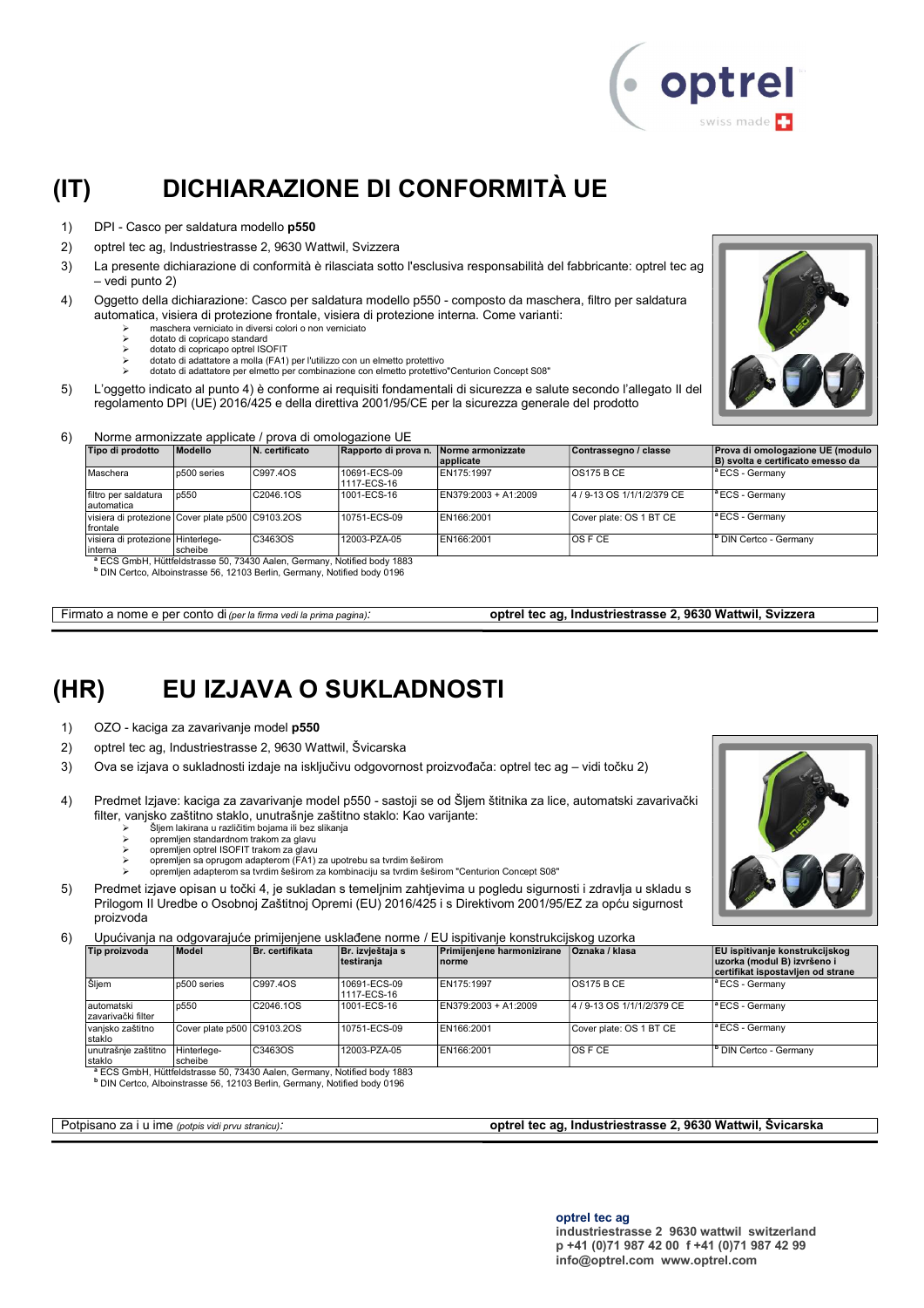# (IT) DICHIARAZIONE DI CONFORMITÀ UE

1) DPI - Casco per saldatura modello **p550**
2) optrel tec ag, Industriestrasse 2, 9630 Wattwil, Svizzera
3) La presente dichiarazione di conformità è rilasciata sotto l'esclusiva responsabilità del fabbricante: optrel tec ag – vedi punto 2)
4) Oggetto della dichiarazione: Casco per saldatura modello p550 - composto da maschera, filtro per saldatura automatica, visiera di protezione frontale, visiera di protezione interna. Come varianti:
   - maschera verniciato in diversi colori o non verniciato
   - dotato di copricapo standard
   - dotato di copricapo optrel ISOFIT
   - dotato di adattatore a molla (FA1) per l'utilizzo con un elmetto protettivo
   - dotato di adattatore per elmetto per combinazione con elmetto protettivo"Centurion Concept S08"
5) L'oggetto indicato al punto 4) è conforme ai requisiti fondamentali di sicurezza e salute secondo l'allegato II del regolamento DPI (UE) 2016/425 e della direttiva 2001/95/CE per la sicurezza generale del prodotto
6) Norme armonizzate applicate / prova di omologazione UE

| Tipo di prodotto | Modello | N. certificato | Rapporto di prova n. | Norme armonizzate applicate | Contrassegno / classe | Prova di omologazione UE (modulo B) svolta e certificato emesso da |
|---|---|---|---|---|---|---|
| Maschera | p500 series | C997.4OS | 10691-ECS-09 1117-ECS-16 | EN175:1997 | OS175 B CE | [a] ECS - Germany |
| filtro per saldatura automatica | p550 | C2046.1OS | 1001-ECS-16 | EN379:2003 + A1:2009 | 4 / 9-13 OS 1/1/1/2/379 CE | [a] ECS - Germany |
| visiera di protezione frontale | Cover plate p500 | C9103.2OS | 10751-ECS-09 | EN166:2001 | Cover plate: OS 1 BT CE | [a] ECS - Germany |
| visiera di protezione interna | Hinterlege-scheibe | C3463OS | 12003-PZA-05 | EN166:2001 | OS F CE | [b] DIN Certco - Germany |

[a] ECS GmbH, Hüttfeldstrasse 50, 73430 Aalen, Germany, Notified body 1883
[b] DIN Certco, Alboinstrasse 56, 12103 Berlin, Germany, Notified body 0196

Firmato a nome e per conto di *(per la firma vedi la prima pagina)*: **optrel tec ag, Industriestrasse 2, 9630 Wattwil, Svizzera**

# (HR) EU IZJAVA O SUKLADNOSTI

1) OZO - kaciga za zavarivanje model **p550**
2) optrel tec ag, Industriestrasse 2, 9630 Wattwil, Švicarska
3) Ova se izjava o sukladnosti izdaje na isključivu odgovornost proizvođača: optrel tec ag – vidi točku 2)
4) Predmet Izjave: kaciga za zavarivanje model p550 - sastoji se od Šljem štitnika za lice, automatski zavarivački filter, vanjsko zaštitno staklo, unutrašnje zaštitno staklo: Kao varijante:
   - Šljem lakirana u različitim bojama ili bez slikanja
   - opremljen standardnom trakom za glavu
   - opremljen optrel ISOFIT trakom za glavu
   - opremljen sa oprugom adapterom (FA1) za upotrebu sa tvrdim šeširom
   - opremljen adapterom sa tvrdim šeširom za kombinaciju sa tvrdim šeširom "Centurion Concept S08"
5) Predmet izjave opisan u točki 4, je sukladan s temeljnim zahtjevima u pogledu sigurnosti i zdravlja u skladu s Prilogom II Uredbe o Osobnoj Zaštitnoj Opremi (EU) 2016/425 i s Direktivom 2001/95/EZ za opću sigurnost proizvoda
6) Upućivanja na odgovarajuće primijenjene usklađene norme / EU ispitivanje konstrukcijskog uzorka

| Tip proizvoda | Model | Br. certifikata | Br. izvještaja s testiranja | Primijenjene harmonizirane norme | Oznaka / klasa | EU ispitivanje konstrukcijskog uzorka (modul B) izvršeno i certifikat ispostavljen od strane |
|---|---|---|---|---|---|---|
| Šljem | p500 series | C997.4OS | 10691-ECS-09 1117-ECS-16 | EN175:1997 | OS175 B CE | [a] ECS - Germany |
| automatski zavarivački filter | p550 | C2046.1OS | 1001-ECS-16 | EN379:2003 + A1:2009 | 4 / 9-13 OS 1/1/1/2/379 CE | [a] ECS - Germany |
| vanjsko zaštitno staklo | Cover plate p500 | C9103.2OS | 10751-ECS-09 | EN166:2001 | Cover plate: OS 1 BT CE | [a] ECS - Germany |
| unutrašnje zaštitno staklo | Hinterlege-scheibe | C3463OS | 12003-PZA-05 | EN166:2001 | OS F CE | [b] DIN Certco - Germany |

[a] ECS GmbH, Hüttfeldstrasse 50, 73430 Aalen, Germany, Notified body 1883
[b] DIN Certco, Alboinstrasse 56, 12103 Berlin, Germany, Notified body 0196

Potpisano za i u ime *(potpis vidi prvu stranicu)*: **optrel tec ag, Industriestrasse 2, 9630 Wattwil, Švicarska**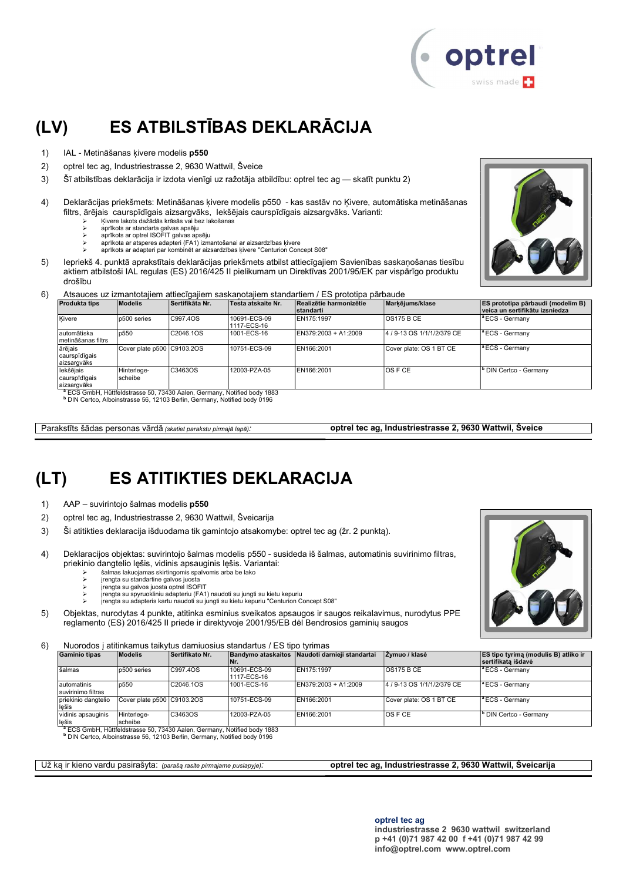# (LV) ES ATBILSTĪBAS DEKLARĀCIJA

1) IAL - Metināšanas ķivere modelis **p550**
2) optrel tec ag, Industriestrasse 2, 9630 Wattwil, Šveice
3) Šī atbilstības deklarācija ir izdota vienīgi uz ražotāja atbildību: optrel tec ag — skatīt punktu 2)
4) Deklarācijas priekšmets: Metināšanas ķivere modelis p550 - kas sastāv no Ķivere, automātiska metināšanas filtrs, ārējais caurspīdīgais aizsargvāks, Iekšējais caurspīdīgais aizsargvāks. Varianti:
   - Ķivere lakots dažādās krāsās vai bez lakošanas
   - aprīkots ar standarta galvas apsēju
   - aprīkots ar optrel ISOFIT galvas apsēju
   - aprīkota ar atsperes adapteri (FA1) izmantošanai ar aizsardzības ķivere
   - aprīkots ar adapteri par kombinēt ar aizsardzības ķivere "Centurion Concept S08"
5) Iepriekš 4. punktā aprakstītais deklarācijas priekšmets atbilst attiecīgajiem Savienības saskaņošanas tiesību aktiem atbilstoši IAL regulas (ES) 2016/425 II pielikumam un Direktīvas 2001/95/EK par vispārīgo produktu drošību
6) Atsauces uz izmantotajiem attiecīgajiem saskaņotajiem standartiem / ES prototipa pārbaude

| Produkta tips | Modelis | Sertifikāta Nr. | Testa atskaite Nr. | Realizētie harmonizētie standarti | Marķējums/klase | ES prototipa pārbaudi (modelim B) veica un sertifikātu izsniedza |
|---|---|---|---|---|---|---|
| Ķivere | p500 series | C997.4OS | 10691-ECS-09 1117-ECS-16 | EN175:1997 | OS175 B CE | [a] ECS - Germany |
| automātiska metināšanas filtrs | p550 | C2046.1OS | 1001-ECS-16 | EN379:2003 + A1:2009 | 4 / 9-13 OS 1/1/1/2/379 CE | [a] ECS - Germany |
| ārējais caurspīdīgais aizsargvāks | Cover plate p500 | C9103.2OS | 10751-ECS-09 | EN166:2001 | Cover plate: OS 1 BT CE | [a] ECS - Germany |
| Iekšējais caurspīdīgais aizsargvāks | Hinterlege-scheibe | C3463OS | 12003-PZA-05 | EN166:2001 | OS F CE | [b] DIN Certco - Germany |

[a] ECS GmbH, Hüttfeldstrasse 50, 73430 Aalen, Germany, Notified body 1883
[b] DIN Certco, Alboinstrasse 56, 12103 Berlin, Germany, Notified body 0196

Parakstīts šādas personas vārdā *(skatiet parakstu pirmajā lapā)*: **optrel tec ag, Industriestrasse 2, 9630 Wattwil, Šveice**

# (LT) ES ATITIKTIES DEKLARACIJA

1) AAP – suvirintojo šalmas modelis **p550**
2) optrel tec ag, Industriestrasse 2, 9630 Wattwil, Šveicarija
3) Ši atitikties deklaracija išduodama tik gamintojo atsakomybe: optrel tec ag (žr. 2 punktą).
4) Deklaracijos objektas: suvirintojo šalmas modelis p550 - susideda iš šalmas, automatinis suvirinimo filtras, priekinio dangtelio lęšis, vidinis apsauginis lęšis. Variantai:
   - šalmas lakuojamas skirtingomis spalvomis arba be lako
   - įrengta su standartine galvos juosta
   - įrengta su galvos juosta optrel ISOFIT
   - įrengta su spyruokliniu adapteriu (FA1) naudoti su jungti su kietu kepuriu
   - įrengta su adapteris kartu naudoti su jungti su kietu kepuriu "Centurion Concept S08"
5) Objektas, nurodytas 4 punkte, atitinka esminius sveikatos apsaugos ir saugos reikalavimus, nurodytus PPE reglamento (ES) 2016/425 II priede ir direktyvoje 2001/95/EB dėl Bendrosios gaminių saugos
6) Nuorodos į atitinkamus taikytus darniuosius standartus / ES tipo tyrimas

| Gaminio tipas | Modelis | Sertifikato Nr. | Bandymo ataskaitos Nr. | Naudoti darnieji standartai | Žymuo / klasė | ES tipo tyrimą (modulis B) atliko ir sertifikatą išdavė |
|---|---|---|---|---|---|---|
| šalmas | p500 series | C997.4OS | 10691-ECS-09 1117-ECS-16 | EN175:1997 | OS175 B CE | [a] ECS - Germany |
| automatinis suvirinimo filtras | p550 | C2046.1OS | 1001-ECS-16 | EN379:2003 + A1:2009 | 4 / 9-13 OS 1/1/1/2/379 CE | [a] ECS - Germany |
| priekinio dangtelio lęšis | Cover plate p500 | C9103.2OS | 10751-ECS-09 | EN166:2001 | Cover plate: OS 1 BT CE | [a] ECS - Germany |
| vidinis apsauginis lęšis | Hinterlege-scheibe | C3463OS | 12003-PZA-05 | EN166:2001 | OS F CE | [b] DIN Certco - Germany |

[a] ECS GmbH, Hüttfeldstrasse 50, 73430 Aalen, Germany, Notified body 1883
[b] DIN Certco, Alboinstrasse 56, 12103 Berlin, Germany, Notified body 0196

Už ką ir kieno vardu pasirašyta: *(parašą rasite pirmajame puslapyje)*: **optrel tec ag, Industriestrasse 2, 9630 Wattwil, Šveicarija**

**optrel tec ag**
**industriestrasse 2 9630 wattwil switzerland**
**p +41 (0)71 987 42 00 f +41 (0)71 987 42 99**
**info@optrel.com www.optrel.com**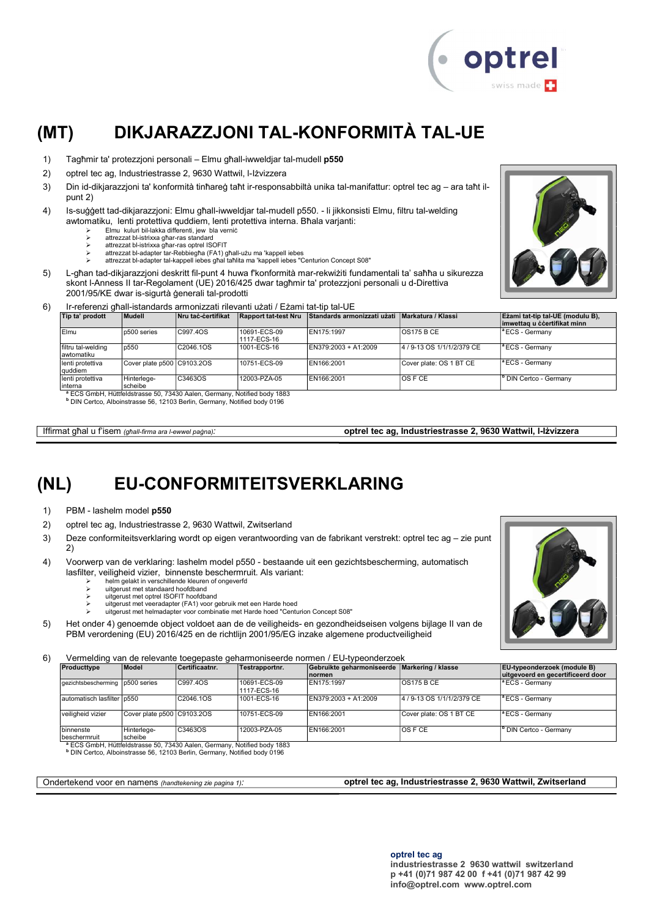# (MT) DIKJARAZZJONI TAL-KONFORMITÀ TAL-UE

1) Tagħmir ta' protezzjoni personali – Elmu għall-iwweldjar tal-mudell **p550**
2) optrel tec ag, Industriestrasse 2, 9630 Wattwil, l-Iżvizzera
3) Din id-dikjarazzjoni ta' konformità tinħareġ taħt ir-responsabbiltà unika tal-manifattur: optrel tec ag – ara taħt il-punt 2)
4) Is-suġġett tad-dikjarazzjoni: Elmu għall-iwweldjar tal-mudell p550. - li jikkonsisti Elmu, filtru tal-welding awtomatiku, lenti protettiva quddiem, lenti protettiva interna. Bħala varjanti:
   - Elmu kuluri bil-lakka differenti, jew bla verniċ
   - attrezzat bl-istrixxa għar-ras standard
   - attrezzat bl-istrixxa għar-ras optrel ISOFIT
   - attrezzat bl-adapter tar-Rebbiegħa (FA1) għall-użu ma 'kappell iebes
   - attrezzat bl-adapter tal-kappell iebes għal taħlita ma 'kappell iebes "Centurion Concept S08"
5) L-għan tad-dikjarazzjoni deskritt fil-punt 4 huwa f'konformità mar-rekwiżiti fundamentali ta' saħħa u sikurezza skont l-Anness II tar-Regolament (UE) 2016/425 dwar tagħmir ta' protezzjoni personali u d-Direttiva 2001/95/KE dwar is-sigurtà ġenerali tal-prodotti
6) Ir-referenzi għall-istandards armonizzati rilevanti użati / Eżami tat-tip tal-UE

| Tip ta' prodott | Mudell | Nru taċ-ċertifikat | Rapport tat-test Nru | Standards armonizzati użati | Markatura / Klassi | Eżami tat-tip tal-UE (modulu B), imwettaq u ċċertifikat minn |
|---|---|---|---|---|---|---|
| Elmu | p500 series | C997.4OS | 10691-ECS-09 1117-ECS-16 | EN175:1997 | OS175 B CE | [a] ECS - Germany |
| filtru tal-welding awtomatiku | p550 | C2046.1OS | 1001-ECS-16 | EN379:2003 + A1:2009 | 4 / 9-13 OS 1/1/1/2/379 CE | [a] ECS - Germany |
| lenti protettiva quddiem | Cover plate p500 | C9103.2OS | 10751-ECS-09 | EN166:2001 | Cover plate: OS 1 BT CE | [a] ECS - Germany |
| lenti protettiva interna | Hinterlege-scheibe | C3463OS | 12003-PZA-05 | EN166:2001 | OS F CE | [b] DIN Certco - Germany |

[a] ECS GmbH, Hüttfeldstrasse 50, 73430 Aalen, Germany, Notified body 1883
[b] DIN Certco, Alboinstrasse 56, 12103 Berlin, Germany, Notified body 0196

Iffirmat għal u f'isem *(għall-firma ara l-ewwel paġna)*: **optrel tec ag, Industriestrasse 2, 9630 Wattwil, l-Iżvizzera**

# (NL) EU-CONFORMITEITSVERKLARING

1) PBM - lashelm model **p550**
2) optrel tec ag, Industriestrasse 2, 9630 Wattwil, Zwitserland
3) Deze conformiteitsverklaring wordt op eigen verantwoording van de fabrikant verstrekt: optrel tec ag – zie punt 2)
4) Voorwerp van de verklaring: lashelm model p550 - bestaande uit een gezichtsbescherming, automatisch lasfilter, veiligheid vizier, binnenste beschermruit. Als variant:
   - helm gelakt in verschillende kleuren of ongeverfd
   - uitgerust met standaard hoofdband
   - uitgerust met optrel ISOFIT hoofdband
   - uitgerust met veeradapter (FA1) voor gebruik met een Harde hoed
   - uitgerust met helmadapter voor combinatie met Harde hoed "Centurion Concept S08"
5) Het onder 4) genoemde object voldoet aan de veiligheids- en gezondheidseisen volgens bijlage II van de PBM verordening (EU) 2016/425 en de richtlijn 2001/95/EG inzake algemene productveiligheid
6) Vermelding van de relevante toegepaste geharmoniseerde normen / EU-typeonderzoek

| Producttype | Model | Certificaatnr. | Testrapportnr. | Gebruikte geharmoniseerde normen | Markering / klasse | EU-typeonderzoek (module B) uitgevoerd en gecertificeerd door |
|---|---|---|---|---|---|---|
| gezichtsbescherming | p500 series | C997.4OS | 10691-ECS-09 1117-ECS-16 | EN175:1997 | OS175 B CE | [a] ECS - Germany |
| automatisch lasfilter | p550 | C2046.1OS | 1001-ECS-16 | EN379:2003 + A1:2009 | 4 / 9-13 OS 1/1/1/2/379 CE | [a] ECS - Germany |
| veiligheid vizier | Cover plate p500 | C9103.2OS | 10751-ECS-09 | EN166:2001 | Cover plate: OS 1 BT CE | [a] ECS - Germany |
| binnenste beschermruit | Hinterlege-scheibe | C3463OS | 12003-PZA-05 | EN166:2001 | OS F CE | [b] DIN Certco - Germany |

[a] ECS GmbH, Hüttfeldstrasse 50, 73430 Aalen, Germany, Notified body 1883
[b] DIN Certco, Alboinstrasse 56, 12103 Berlin, Germany, Notified body 0196

Ondertekend voor en namens *(handtekening zie pagina 1)*: **optrel tec ag, Industriestrasse 2, 9630 Wattwil, Zwitserland**

**optrel tec ag**
**industriestrasse 2 9630 wattwil switzerland**
**p +41 (0)71 987 42 00 f +41 (0)71 987 42 99**
**info@optrel.com www.optrel.com**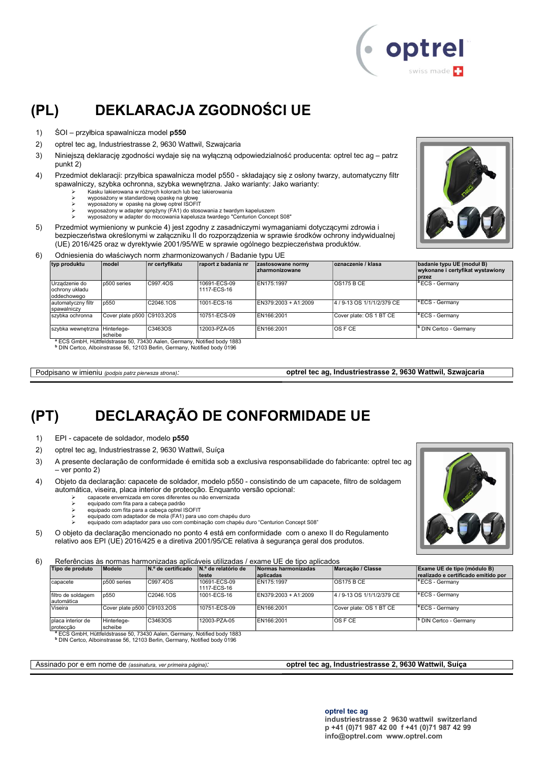# (PL) DEKLARACJA ZGODNOŚCI UE

1) ŚOI – przyłbica spawalnicza model **p550**
2) optrel tec ag, Industriestrasse 2, 9630 Wattwil, Szwajcaria
3) Niniejszą deklarację zgodności wydaje się na wyłączną odpowiedzialność producenta: optrel tec ag – patrz punkt 2)
4) Przedmiot deklaracji: przyłbica spawalnicza model p550 - składający się z osłony twarzy, automatyczny filtr spawalniczy, szybka ochronna, szybka wewnętrzna. Jako warianty: Jako warianty:
   - Kasku lakierowana w różnych kolorach lub bez lakierowania
   - wyposażony w standardową opaskę na głowę
   - wyposażony w opaskę na głowę optrel ISOFIT
   - wyposażony w adapter sprężyny (FA1) do stosowania z twardym kapeluszem
   - wyposażony w adapter do mocowania kapelusza twardego "Centurion Concept S08"
5) Przedmiot wymieniony w punkcie 4) jest zgodny z zasadniczymi wymaganiami dotyczącymi zdrowia i bezpieczeństwa określonymi w załączniku II do rozporządzenia w sprawie środków ochrony indywidualnej (UE) 2016/425 oraz w dyrektywie 2001/95/WE w sprawie ogólnego bezpieczeństwa produktów.
6) Odniesienia do właściwych norm zharmonizowanych / Badanie typu UE

| typ produktu | model | nr certyfikatu | raport z badania nr | zastosowane normy zharmonizowane | oznaczenie / klasa | badanie typu UE (moduł B) wykonane i certyfikat wystawiony przez |
|---|---|---|---|---|---|---|
| Urządzenie do ochrony układu oddechowego | p500 series | C997.4OS | 10691-ECS-09 1117-ECS-16 | EN175:1997 | OS175 B CE | [a] ECS - Germany |
| automatyczny filtr spawalniczy | p550 | C2046.1OS | 1001-ECS-16 | EN379:2003 + A1:2009 | 4 / 9-13 OS 1/1/1/2/379 CE | [a] ECS - Germany |
| szybka ochronna | Cover plate p500 | C9103.2OS | 10751-ECS-09 | EN166:2001 | Cover plate: OS 1 BT CE | [a] ECS - Germany |
| szybka wewnętrzna | Hinterlege-scheibe | C3463OS | 12003-PZA-05 | EN166:2001 | OS F CE | [b] DIN Certco - Germany |

[a] ECS GmbH, Hüttfeldstrasse 50, 73430 Aalen, Germany, Notified body 1883
[b] DIN Certco, Alboinstrasse 56, 12103 Berlin, Germany, Notified body 0196

Podpisano w imieniu *(podpis patrz pierwsza strona)*: **optrel tec ag, Industriestrasse 2, 9630 Wattwil, Szwajcaria**

# (PT) DECLARAÇÃO DE CONFORMIDADE UE

1) EPI - capacete de soldador, modelo **p550**
2) optrel tec ag, Industriestrasse 2, 9630 Wattwil, Suíça
3) A presente declaração de conformidade é emitida sob a exclusiva responsabilidade do fabricante: optrel tec ag – ver ponto 2)
4) Objeto da declaração: capacete de soldador, modelo p550 - consistindo de um capacete, filtro de soldagem automática, viseira, placa interior de protecção. Enquanto versão opcional:
   - capacete envernizada em cores diferentes ou não envernizada
   - equipado com fita para a cabeça padrão
   - equipado com fita para a cabeça optrel ISOFIT
   - equipado com adaptador de mola (FA1) para uso com chapéu duro
   - equipado com adaptador para uso com combinação com chapéu duro "Centurion Concept S08"
5) O objeto da declaração mencionado no ponto 4 está em conformidade com o anexo II do Regulamento relativo aos EPI (UE) 2016/425 e a diretiva 2001/95/CE relativa à segurança geral dos produtos.
6) Referências às normas harmonizadas aplicáveis utilizadas / exame UE de tipo aplicados

| Tipo de produto | Modelo | N.º de certificado | N.º de relatório de teste | Normas harmonizadas aplicadas | Marcação / Classe | Exame UE de tipo (módulo B) realizado e certificado emitido por |
|---|---|---|---|---|---|---|
| capacete | p500 series | C997.4OS | 10691-ECS-09 1117-ECS-16 | EN175:1997 | OS175 B CE | [a] ECS - Germany |
| filtro de soldagem automática | p550 | C2046.1OS | 1001-ECS-16 | EN379:2003 + A1:2009 | 4 / 9-13 OS 1/1/1/2/379 CE | [a] ECS - Germany |
| Viseira | Cover plate p500 | C9103.2OS | 10751-ECS-09 | EN166:2001 | Cover plate: OS 1 BT CE | [a] ECS - Germany |
| placa interior de protecção | Hinterlege-scheibe | C3463OS | 12003-PZA-05 | EN166:2001 | OS F CE | [b] DIN Certco - Germany |

[a] ECS GmbH, Hüttfeldstrasse 50, 73430 Aalen, Germany, Notified body 1883
[b] DIN Certco, Alboinstrasse 56, 12103 Berlin, Germany, Notified body 0196

Assinado por e em nome de *(assinatura, ver primeira página)*: **optrel tec ag, Industriestrasse 2, 9630 Wattwil, Suíça**

**optrel tec ag**
**industriestrasse 2 9630 wattwil switzerland**
**p +41 (0)71 987 42 00 f +41 (0)71 987 42 99**
**info@optrel.com www.optrel.com**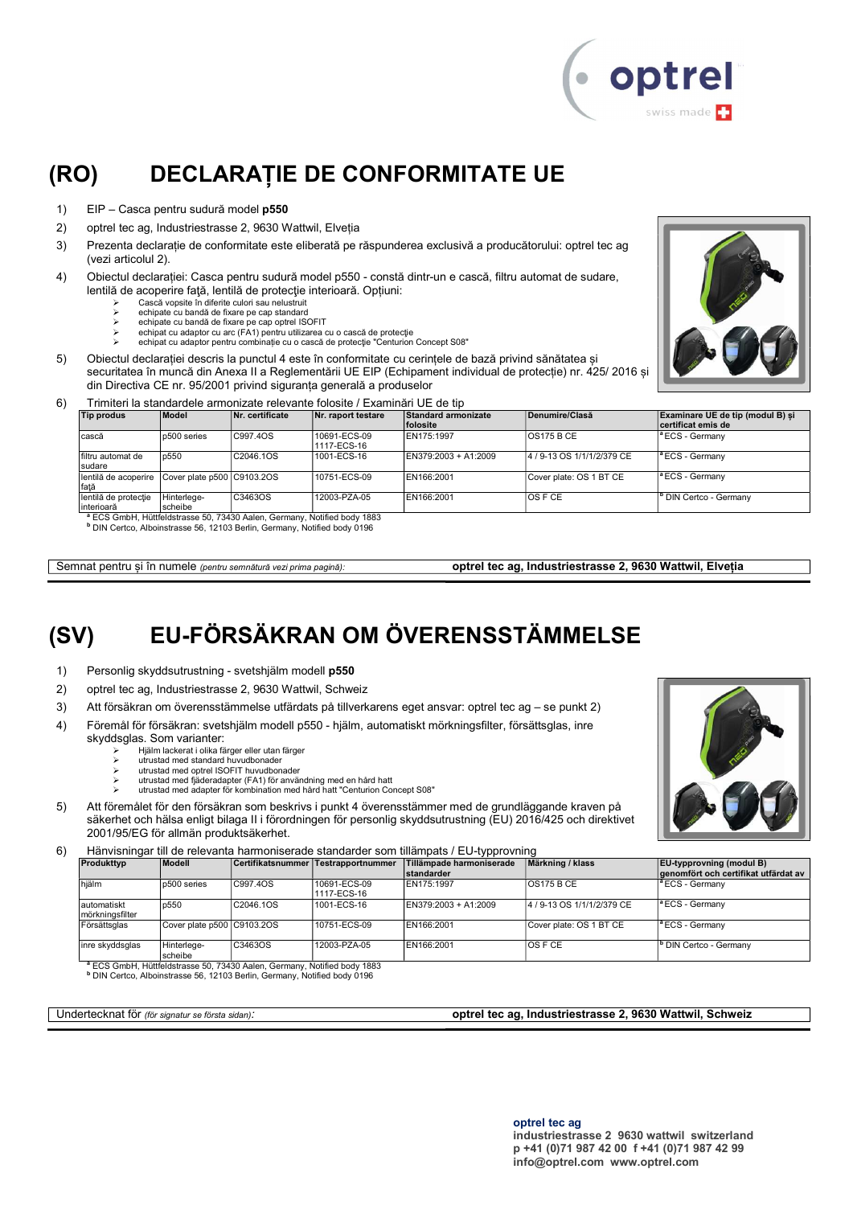# (RO) DECLARAȚIE DE CONFORMITATE UE

1) EIP – Casca pentru sudură model **p550**
2) optrel tec ag, Industriestrasse 2, 9630 Wattwil, Elveția
3) Prezenta declarație de conformitate este eliberată pe răspunderea exclusivă a producătorului: optrel tec ag (vezi articolul 2).
4) Obiectul declarației: Casca pentru sudură model p550 - constă dintr-un e cască, filtru automat de sudare, lentilă de acoperire față, lentilă de protecție interioară. Opțiuni:
   - Cască vopsite în diferite culori sau nelustruit
   - echipate cu bandă de fixare pe cap standard
   - echipate cu bandă de fixare pe cap optrel ISOFIT
   - echipat cu adaptor cu arc (FA1) pentru utilizarea cu o cască de protecție
   - echipat cu adaptor pentru combinație cu o cască de protecție "Centurion Concept S08"
5) Obiectul declarației descris la punctul 4 este în conformitate cu cerințele de bază privind sănătatea și securitatea în muncă din Anexa II a Reglementării UE EIP (Echipament individual de protecție) nr. 425/ 2016 și din Directiva CE nr. 95/2001 privind siguranța generală a produselor
6) Trimiteri la standardele armonizate relevante folosite / Examinări UE de tip

| Tip produs | Model | Nr. certificate | Nr. raport testare | Standard armonizate folosite | Denumire/Clasă | Examinare UE de tip (modul B) și certificat emis de |
|---|---|---|---|---|---|---|
| cască | p500 series | C997.4OS | 10691-ECS-09 1117-ECS-16 | EN175:1997 | OS175 B CE | [a] ECS - Germany |
| filtru automat de sudare | p550 | C2046.1OS | 1001-ECS-16 | EN379:2003 + A1:2009 | 4 / 9-13 OS 1/1/1/2/379 CE | [a] ECS - Germany |
| lentilă de acoperire față | Cover plate p500 | C9103.2OS | 10751-ECS-09 | EN166:2001 | Cover plate: OS 1 BT CE | [a] ECS - Germany |
| lentilă de protecție interioară | Hinterlege-scheibe | C3463OS | 12003-PZA-05 | EN166:2001 | OS F CE | [b] DIN Certco - Germany |

[a] ECS GmbH, Hüttfeldstrasse 50, 73430 Aalen, Germany, Notified body 1883
[b] DIN Certco, Alboinstrasse 56, 12103 Berlin, Germany, Notified body 0196

Semnat pentru și în numele *(pentru semnătură vezi prima pagină)*: **optrel tec ag, Industriestrasse 2, 9630 Wattwil, Elveția**

# (SV) EU-FÖRSÄKRAN OM ÖVERENSSTÄMMELSE

1) Personlig skyddsutrustning - svetshjälm modell **p550**
2) optrel tec ag, Industriestrasse 2, 9630 Wattwil, Schweiz
3) Att försäkran om överensstämmelse utfärdats på tillverkarens eget ansvar: optrel tec ag – se punkt 2)
4) Föremål för försäkran: svetshjälm modell p550 - hjälm, automatiskt mörkningsfilter, försättsglas, inre skyddsglas. Som varianter:
   - Hjälm lackerat i olika färger eller utan färger
   - utrustad med standard huvudbonader
   - utrustad med optrel ISOFIT huvudbonader
   - utrustad med fjäderadapter (FA1) för användning med en hård hatt
   - utrustad med adapter för kombination med hård hatt "Centurion Concept S08"
5) Att föremålet för den försäkran som beskrivs i punkt 4 överensstämmer med de grundläggande kraven på säkerhet och hälsa enligt bilaga II i förordningen för personlig skyddsutrustning (EU) 2016/425 och direktivet 2001/95/EG för allmän produktsäkerhet.
6) Hänvisningar till de relevanta harmoniserade standarder som tillämpats / EU-typprovning

| Produkttyp | Modell | Certifikatsnummer | Testrapportnummer | Tillämpade harmoniserade standarder | Märkning / klass | EU-typprovning (modul B) genomfört och certifikat utfärdat av |
|---|---|---|---|---|---|---|
| hjälm | p500 serie | C997.4OS | 10691-ECS-09 1117-ECS-16 | EN175:1997 | OS175 B CE | [a] ECS - Germany |
| automatiskt mörkningsfilter | p550 | C2046.1OS | 1001-ECS-16 | EN379:2003 + A1:2009 | 4 / 9-13 OS 1/1/1/2/379 CE | [a] ECS - Germany |
| Försättsglas | Cover plate p500 | C9103.2OS | 10751-ECS-09 | EN166:2001 | Cover plate: OS 1 BT CE | [a] ECS - Germany |
| inre skyddsglas | Hinterlege-scheibe | C3463OS | 12003-PZA-05 | EN166:2001 | OS F CE | [b] DIN Certco - Germany |

[a] ECS GmbH, Hüttfeldstrasse 50, 73430 Aalen, Germany, Notified body 1883
[b] DIN Certco, Alboinstrasse 56, 12103 Berlin, Germany, Notified body 0196

Undertecknat för *(för signatur se första sidan)*: **optrel tec ag, Industriestrasse 2, 9630 Wattwil, Schweiz**

**optrel tec ag**
**industriestrasse 2 9630 wattwil switzerland**
**p +41 (0)71 987 42 00 f +41 (0)71 987 42 99**
**info@optrel.com www.optrel.com**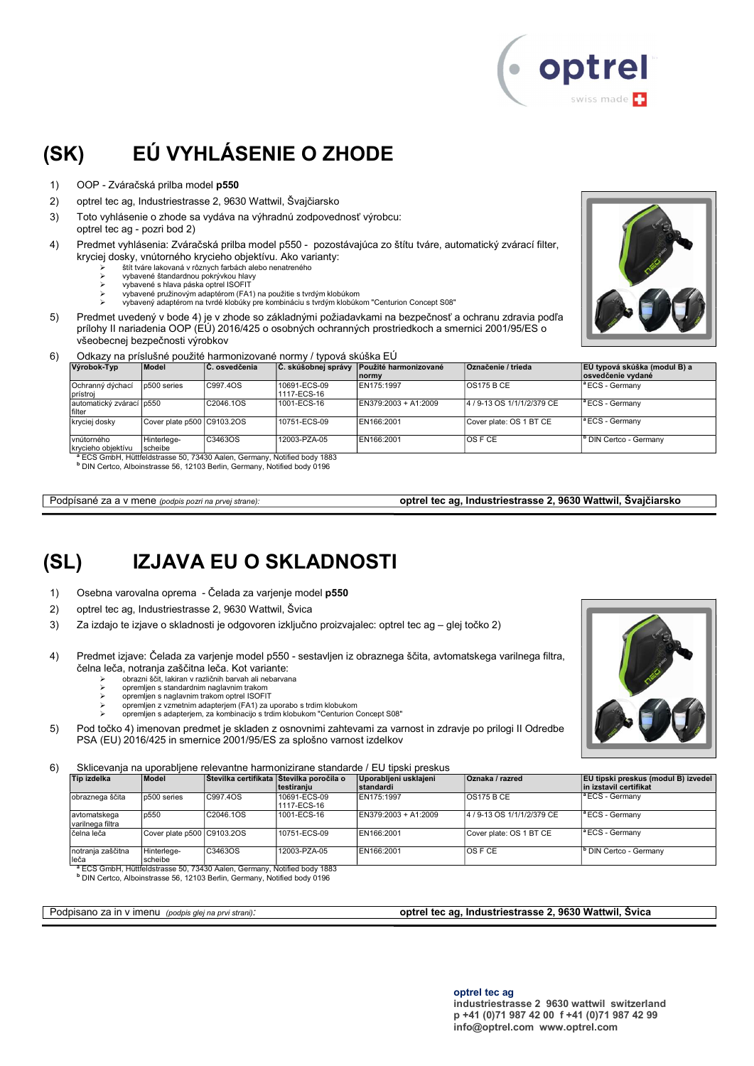# (SK) EÚ VYHLÁSENIE O ZHODE

1) OOP - Zváračská prilba model **p550**
2) optrel tec ag, Industriestrasse 2, 9630 Wattwil, Švajčiarsko
3) Toto vyhlásenie o zhode sa vydáva na výhradnú zodpovednosť výrobcu: optrel tec ag - pozri bod 2)
4) Predmet vyhlásenia: Zváračská prilba model p550 - pozostávajúca zo štítu tváre, automatický zvárací filter, kryciej dosky, vnútorného krycieho objektívu. Ako varianty:
   - štít tváre lakovaná v rôznych farbách alebo nenatreného
   - vybavené štandardnou pokrývkou hlavy
   - vybavené s hlava páska optrel ISOFIT
   - vybavené pružinovým adaptérom (FA1) na použitie s tvrdým klobúkom
   - vybavený adaptérom na tvrdé klobúky pre kombináciu s tvrdým klobúkom "Centurion Concept S08"
5) Predmet uvedený v bode 4) je v zhode so základnými požiadavkami na bezpečnosť a ochranu zdravia podľa prílohy II nariadenia OOP (EÚ) 2016/425 o osobných ochranných prostriedkoch a smernici 2001/95/ES o všeobecnej bezpečnosti výrobkov
6) Odkazy na príslušné použité harmonizované normy / typová skúška EÚ

| Výrobok-Typ | Model | Č. osvedčenia | Č. skúšobnej správy | Použité harmonizované normy | Označenie / trieda | EÚ typová skúška (modul B) a osvedčenie vydané |
|---|---|---|---|---|---|---|
| Ochranný dýchací prístroj | p500 series | C997.4OS | 10691-ECS-09 1117-ECS-16 | EN175:1997 | OS175 B CE | [a] ECS - Germany |
| automatický zvárací filter | p550 | C2046.1OS | 1001-ECS-16 | EN379:2003 + A1:2009 | 4 / 9-13 OS 1/1/1/2/379 CE | [a] ECS - Germany |
| krycej dosky | Cover plate p500 | C9103.2OS | 10751-ECS-09 | EN166:2001 | Cover plate: OS 1 BT CE | [a] ECS - Germany |
| vnútorného krycieho objektívu | Hinterlege-scheibe | C3463OS | 12003-PZA-05 | EN166:2001 | OS F CE | [b] DIN Certco - Germany |

[a] ECS GmbH, Hüttfeldstrasse 50, 73430 Aalen, Germany, Notified body 1883
[b] DIN Certco, Alboinstrasse 56, 12103 Berlin, Germany, Notified body 0196

Podpísané za a v mene *(podpis pozri na prvej strane):* **optrel tec ag, Industriestrasse 2, 9630 Wattwil, Švajčiarsko**

# (SL) IZJAVA EU O SKLADNOSTI

1) Osebna varovalna oprema - Čelada za varjenje model **p550**
2) optrel tec ag, Industriestrasse 2, 9630 Wattwil, Švica
3) Za izdajo te izjave o skladnosti je odgovoren izključno proizvajalec: optrel tec ag – glej točko 2)
4) Predmet izjave: Čelada za varjenje model p550 - sestavljen iz obraznega ščita, avtomatskega varilnega filtra, čelna leča, notranja zaščitna leča. Kot variante:
   - obrazni ščit, lakiran v različnih barvah ali nebarvana
   - opremljen s standardnim naglavnim trakom
   - opremljen s naglavnim trakom optrel ISOFIT
   - opremljen z vzmetnim adapterjem (FA1) za uporabo s trdim klobukom
   - opremljen s adapterjem, za kombinacijo s trdim klobukom "Centurion Concept S08"
5) Pod točko 4) imenovan predmet je skladen z osnovnimi zahtevami za varnost in zdravje po prilogi II Odredbe PSA (EU) 2016/425 in smernice 2001/95/ES za splošno varnost izdelkov
6) Sklicevanja na uporabljene relevantne harmonizirane standarde / EU tipski preskus

| Tip izdelka | Model | Številka certifikata | Številka poročila o testiranju | Uporabljeni usklajeni standardi | Oznaka / razred | EU tipski preskus (modul B) izvedel in izstavil certifikat |
|---|---|---|---|---|---|---|
| obraznega ščita | p500 series | C997.4OS | 10691-ECS-09 1117-ECS-16 | EN175:1997 | OS175 B CE | [a] ECS - Germany |
| avtomatskega varilnega filtra | p550 | C2046.1OS | 1001-ECS-16 | EN379:2003 + A1:2009 | 4 / 9-13 OS 1/1/1/2/379 CE | [a] ECS - Germany |
| čelna leča | Cover plate p500 | C9103.2OS | 10751-ECS-09 | EN166:2001 | Cover plate: OS 1 BT CE | [a] ECS - Germany |
| notranja zaščitna leča | Hinterlege-scheibe | C3463OS | 12003-PZA-05 | EN166:2001 | OS F CE | [b] DIN Certco - Germany |

[a] ECS GmbH, Hüttfeldstrasse 50, 73430 Aalen, Germany, Notified body 1883
[b] DIN Certco, Alboinstrasse 56, 12103 Berlin, Germany, Notified body 0196

Podpisano za in v imenu *(podpis glej na prvi strani):* **optrel tec ag, Industriestrasse 2, 9630 Wattwil, Švica**

**optrel tec ag**
**industriestrasse 2 9630 wattwil switzerland**
**p +41 (0)71 987 42 00 f +41 (0)71 987 42 99**
**info@optrel.com www.optrel.com**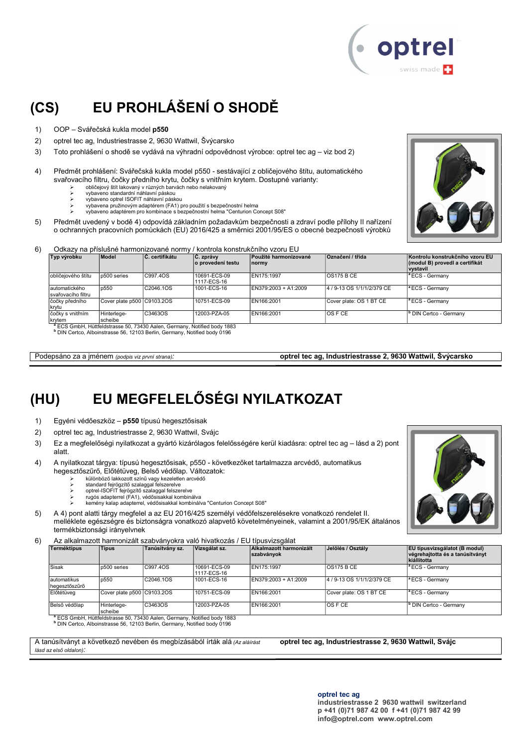# (CS) EU PROHLÁŠENÍ O SHODĚ

1) OOP – Svářečská kukla model **p550**
2) optrel tec ag, Industriestrasse 2, 9630 Wattwil, Švýcarsko
3) Toto prohlášení o shodě se vydává na výhradní odpovědnost výrobce: optrel tec ag – viz bod 2)
4) Předmět prohlášení: Svářečská kukla model p550 - sestávající z obličejového štítu, automatického svařovacího filtru, čočky předního krytu, čočky s vnitřním krytem. Dostupné varianty:
   - obličejový štít lakovaný v různých barvách nebo nelakovaný
   - vybaveno standardní náhlavní páskou
   - vybaveno optrel ISOFIT náhlavní páskou
   - vybavena pružinovým adaptérem (FA1) pro použití s bezpečnostní helma
   - vybaveno adaptérem pro kombinace s bezpečnostní helma "Centurion Concept S08"
5) Předmět uvedený v bodě 4) odpovídá základním požadavkům bezpečnosti a zdraví podle přílohy II nařízení o ochranných pracovních pomůckách (EU) 2016/425 a směrnici 2001/95/ES o obecné bezpečnosti výrobků
6) Odkazy na příslušné harmonizované normy / kontrola konstrukčního vzoru EU

| Typ výrobku | Model | Č. certifikátu | Č. zprávy o provedení testu | Použité harmonizované normy | Označení / třída | Kontrolu konstrukčního vzoru EU (modul B) provedl a certifikát vystavil |
|---|---|---|---|---|---|---|
| obličejového štítu | p500 series | C997.4OS | 10691-ECS-09 1117-ECS-16 | EN175:1997 | OS175 B CE | [a] ECS - Germany |
| automatického svařovacího filtru | p550 | C2046.1OS | 1001-ECS-16 | EN379:2003 + A1:2009 | 4 / 9-13 OS 1/1/1/2/379 CE | [a] ECS - Germany |
| čočky předního krytu | Cover plate p500 | C9103.2OS | 10751-ECS-09 | EN166:2001 | Cover plate: OS 1 BT CE | [a] ECS - Germany |
| čočky s vnitřním krytem | Hinterlege-scheibe | C3463OS | 12003-PZA-05 | EN166:2001 | OS F CE | [b] DIN Certco - Germany |

[a] ECS GmbH, Hüttfeldstrasse 50, 73430 Aalen, Germany, Notified body 1883
[b] DIN Certco, Alboinstrasse 56, 12103 Berlin, Germany, Notified body 0196

Podepsáno za a jménem *(podpis viz první strana)*: **optrel tec ag, Industriestrasse 2, 9630 Wattwil, Švýcarsko**

# (HU) EU MEGFELELŐSÉGI NYILATKOZAT

1) Egyéni védőeszköz – **p550** típusú hegesztősisak
2) optrel tec ag, Industriestrasse 2, 9630 Wattwil, Svájc
3) Ez a megfelelőségi nyilatkozat a gyártó kizárólagos felelősségére kerül kiadásra: optrel tec ag – lásd a 2) pont alatt.
4) A nyilatkozat tárgya: típusú hegesztősisak, p550 - következőket tartalmazza arcvédő, automatikus hegesztőszűrő, Előtétüveg, Belső védőlap. Változatok:
   - különböző lakkozott színű vagy kezeletlen arcvédő
   - standard fejrögzítő szalaggal felszerelve
   - optrel-ISOFIT fejrögzítő szalaggal felszerelve
   - rugós adapterrel (FA1), védősisakkal kombinálva
   - kemény kalap adapterrel, védősisakkal kombinálva "Centurion Concept S08"
5) A 4) pont alatti tárgy megfelel a az EU 2016/425 személyi védőfelszerelésekre vonatkozó rendelet II. melléklete egészségre és biztonságra vonatkozó alapvető követelményeinek, valamint a 2001/95/EK általános termékbiztonsági irányelvnek
6) Az alkalmazott harmonizált szabványokra való hivatkozás / EU típusvizsgálat

| Terméktípus | Típus | Tanúsítvány sz. | Vizsgálat sz. | Alkalmazott harmonizált szabványok | Jelölés / Osztály | EU típusvizsgálatot (B modul) végrehajtotta és a tanúsítványt kiállította |
|---|---|---|---|---|---|---|
| Sisak | p500 series | C997.4OS | 10691-ECS-09 1117-ECS-16 | EN175:1997 | OS175 B CE | [a] ECS - Germany |
| automatikus hegesztőszűrő | p550 | C2046.1OS | 1001-ECS-16 | EN379:2003 + A1:2009 | 4 / 9-13 OS 1/1/1/2/379 CE | [a] ECS - Germany |
| Előtétüveg | Cover plate p500 | C9103.2OS | 10751-ECS-09 | EN166:2001 | Cover plate: OS 1 BT CE | [a] ECS - Germany |
| Belső védőlap | Hinterlege-scheibe | C3463OS | 12003-PZA-05 | EN166:2001 | OS F CE | [b] DIN Certco - Germany |

[a] ECS GmbH, Hüttfeldstrasse 50, 73430 Aalen, Germany, Notified body 1883
[b] DIN Certco, Alboinstrasse 56, 12103 Berlin, Germany, Notified body 0196

A tanúsítványt a következő nevében és megbízásából írták alá *(Az aláírást lásd az első oldalon)*: **optrel tec ag, Industriestrasse 2, 9630 Wattwil, Svájc**

**optrel tec ag**
**industriestrasse 2 9630 wattwil switzerland**
**p +41 (0)71 987 42 00 f +41 (0)71 987 42 99**
**info@optrel.com www.optrel.com**